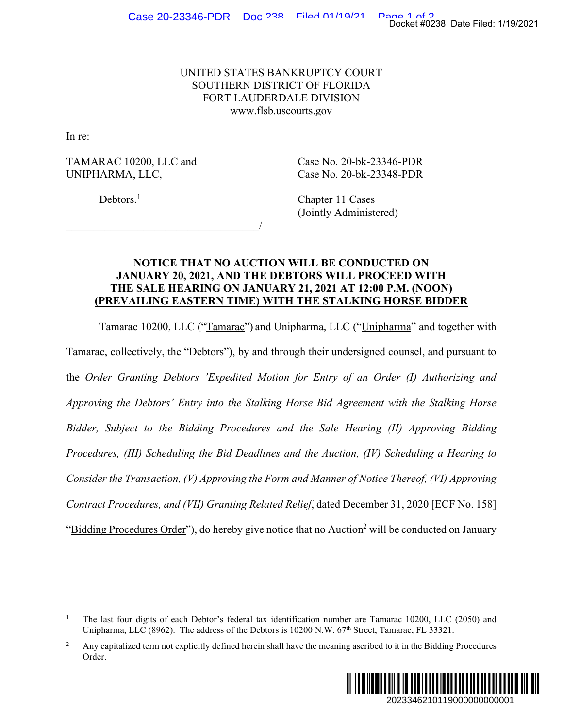UNITED STATES BANKRUPTCY COURT
SOUTHERN DISTRICT OF FLORIDA
FORT LAUDERDALE DIVISION
www.flsb.uscourts.gov

In re:

TAMARAC 10200, LLC and UNIPHARMA, LLC,

Debtors.[1]

Case No. 20-bk-23346-PDR
Case No. 20-bk-23348-PDR

Chapter 11 Cases
(Jointly Administered)

______________________________________/

**NOTICE THAT NO AUCTION WILL BE CONDUCTED ON JANUARY 20, 2021, AND THE DEBTORS WILL PROCEED WITH THE SALE HEARING ON JANUARY 21, 2021 AT 12:00 P.M. (NOON) (PREVAILING EASTERN TIME) WITH THE STALKING HORSE BIDDER**

Tamarac 10200, LLC ("Tamarac") and Unipharma, LLC ("Unipharma" and together with Tamarac, collectively, the "Debtors"), by and through their undersigned counsel, and pursuant to the *Order Granting Debtors 'Expedited Motion for Entry of an Order (I) Authorizing and Approving the Debtors' Entry into the Stalking Horse Bid Agreement with the Stalking Horse Bidder, Subject to the Bidding Procedures and the Sale Hearing (II) Approving Bidding Procedures, (III) Scheduling the Bid Deadlines and the Auction, (IV) Scheduling a Hearing to Consider the Transaction, (V) Approving the Form and Manner of Notice Thereof, (VI) Approving Contract Procedures, and (VII) Granting Related Relief*, dated December 31, 2020 [ECF No. 158] "Bidding Procedures Order"), do hereby give notice that no Auction[2] will be conducted on January

---

[1] The last four digits of each Debtor's federal tax identification number are Tamarac 10200, LLC (2050) and Unipharma, LLC (8962). The address of the Debtors is 10200 N.W. 67th Street, Tamarac, FL 33321.

[2] Any capitalized term not explicitly defined herein shall have the meaning ascribed to it in the Bidding Procedures Order.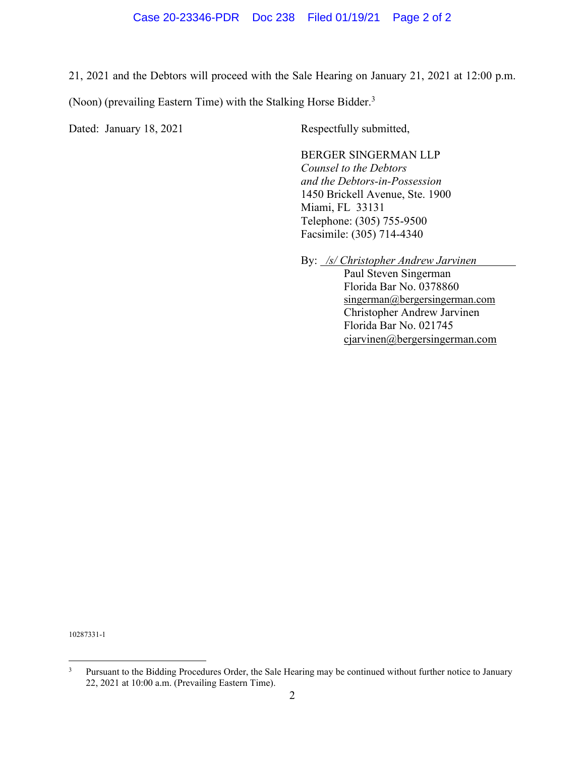21, 2021 and the Debtors will proceed with the Sale Hearing on January 21, 2021 at 12:00 p.m. (Noon) (prevailing Eastern Time) with the Stalking Horse Bidder.[3]

Dated: January 18, 2021

Respectfully submitted,

BERGER SINGERMAN LLP
*Counsel to the Debtors*
*and the Debtors-in-Possession*
1450 Brickell Avenue, Ste. 1900
Miami, FL 33131
Telephone: (305) 755-9500
Facsimile: (305) 714-4340

By: */s/ Christopher Andrew Jarvinen*
Paul Steven Singerman
Florida Bar No. 0378860
singerman@bergersingerman.com
Christopher Andrew Jarvinen
Florida Bar No. 021745
cjarvinen@bergersingerman.com

10287331-1

---

[3] Pursuant to the Bidding Procedures Order, the Sale Hearing may be continued without further notice to January 22, 2021 at 10:00 a.m. (Prevailing Eastern Time).